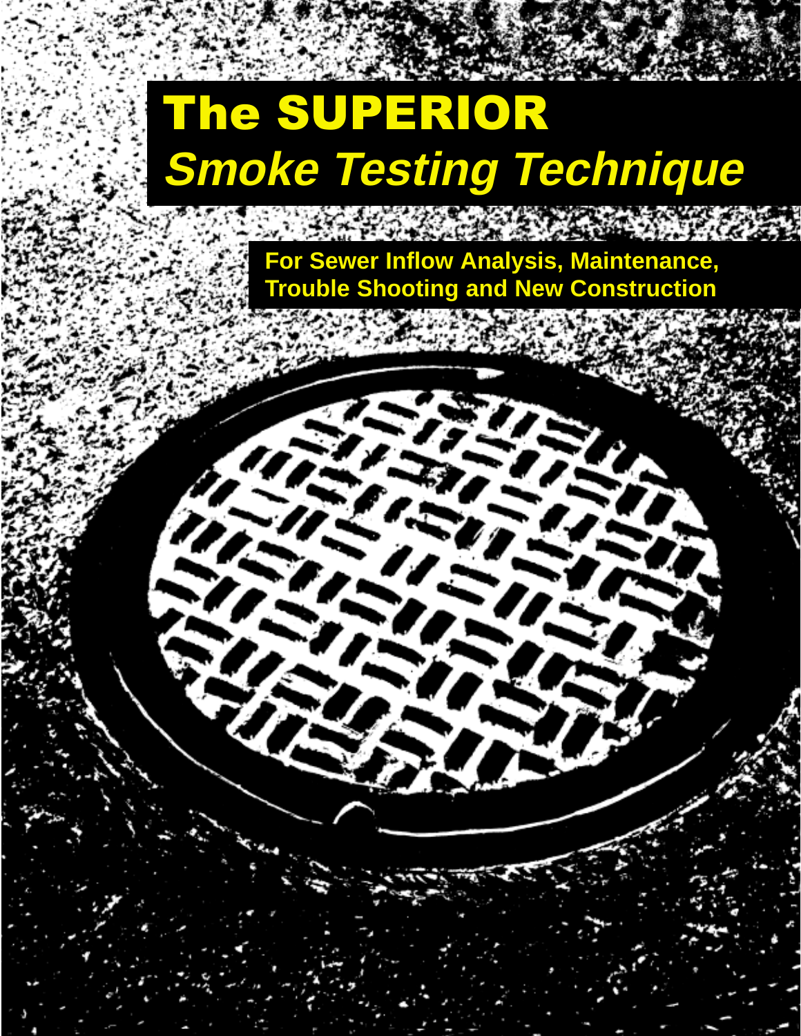# The SUPERIOR *Smoke Testing Technique*

**For Sewer Inflow Analysis, Maintenance, Trouble Shooting and New Construction**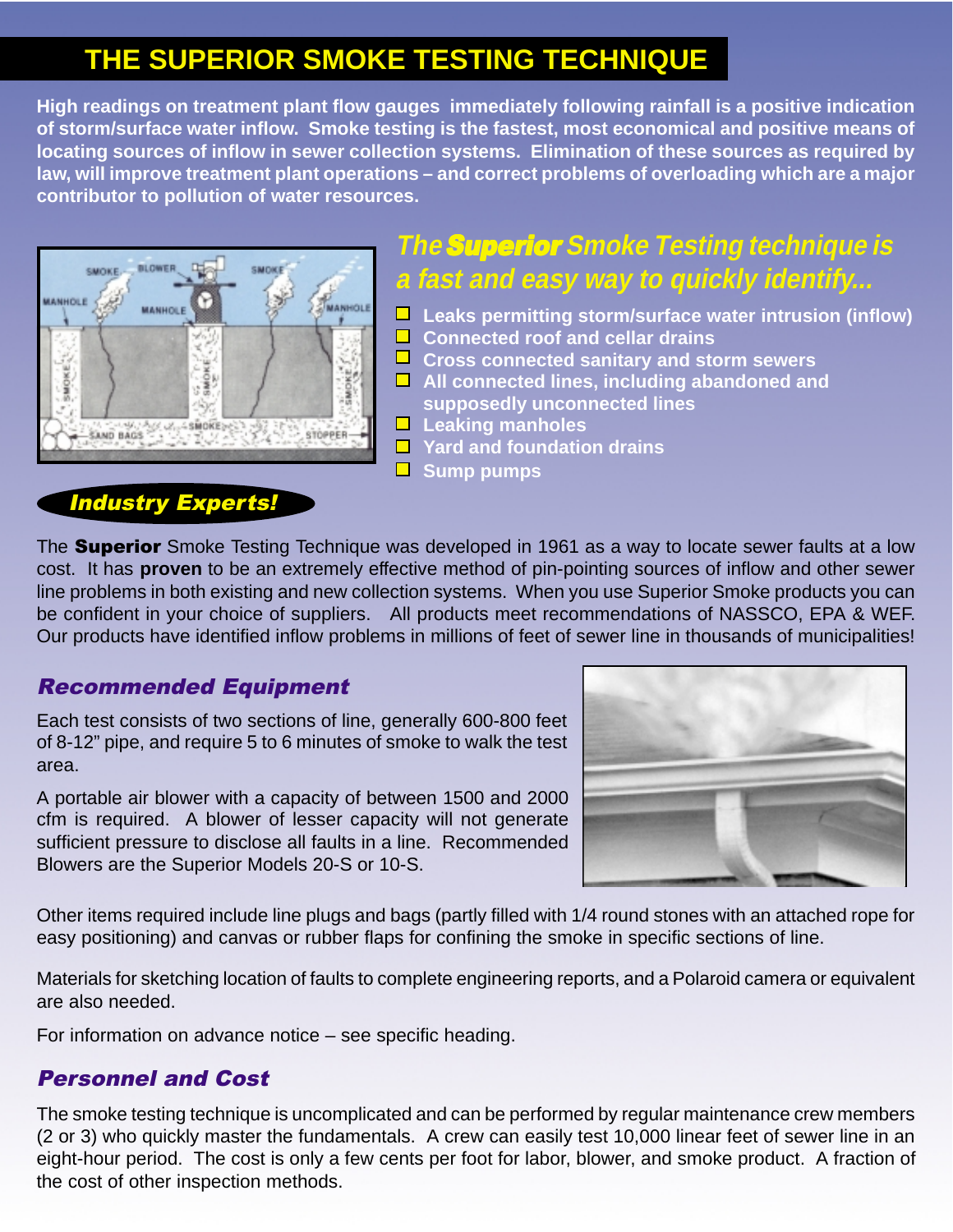# THE SUPERIOR SMOKE TESTING TECHNIQUE

**High readings on treatment plant flow gauges immediately following rainfall is a positive indication of storm/surface water inflow. Smoke testing is the fastest, most economical and positive means of locating sources of inflow in sewer collection systems. Elimination of these sources as required by law, will improve treatment plant operations – and correct problems of overloading which are a major contributor to pollution of water resources.**

## *The **Superior** Smoke Testing technique is a fast and easy way to quickly identify...*

- **Leaks permitting storm/surface water intrusion (inflow)**
- **Connected roof and cellar drains**
- **Cross connected sanitary and storm sewers**
- **All connected lines, including abandoned and supposedly unconnected lines**
- **Leaking manholes**
- **Yard and foundation drains**
- **Sump pumps**

## *Industry Experts!*

The **Superior** Smoke Testing Technique was developed in 1961 as a way to locate sewer faults at a low cost. It has **proven** to be an extremely effective method of pin-pointing sources of inflow and other sewer line problems in both existing and new collection systems. When you use Superior Smoke products you can be confident in your choice of suppliers. All products meet recommendations of NASSCO, EPA & WEF. Our products have identified inflow problems in millions of feet of sewer line in thousands of municipalities!

## *Recommended Equipment*

Each test consists of two sections of line, generally 600-800 feet of 8-12" pipe, and require 5 to 6 minutes of smoke to walk the test area.

A portable air blower with a capacity of between 1500 and 2000 cfm is required. A blower of lesser capacity will not generate sufficient pressure to disclose all faults in a line. Recommended Blowers are the Superior Models 20-S or 10-S.

Other items required include line plugs and bags (partly filled with 1/4 round stones with an attached rope for easy positioning) and canvas or rubber flaps for confining the smoke in specific sections of line.

Materials for sketching location of faults to complete engineering reports, and a Polaroid camera or equivalent are also needed.

For information on advance notice – see specific heading.

## *Personnel and Cost*

The smoke testing technique is uncomplicated and can be performed by regular maintenance crew members (2 or 3) who quickly master the fundamentals. A crew can easily test 10,000 linear feet of sewer line in an eight-hour period. The cost is only a few cents per foot for labor, blower, and smoke product. A fraction of the cost of other inspection methods.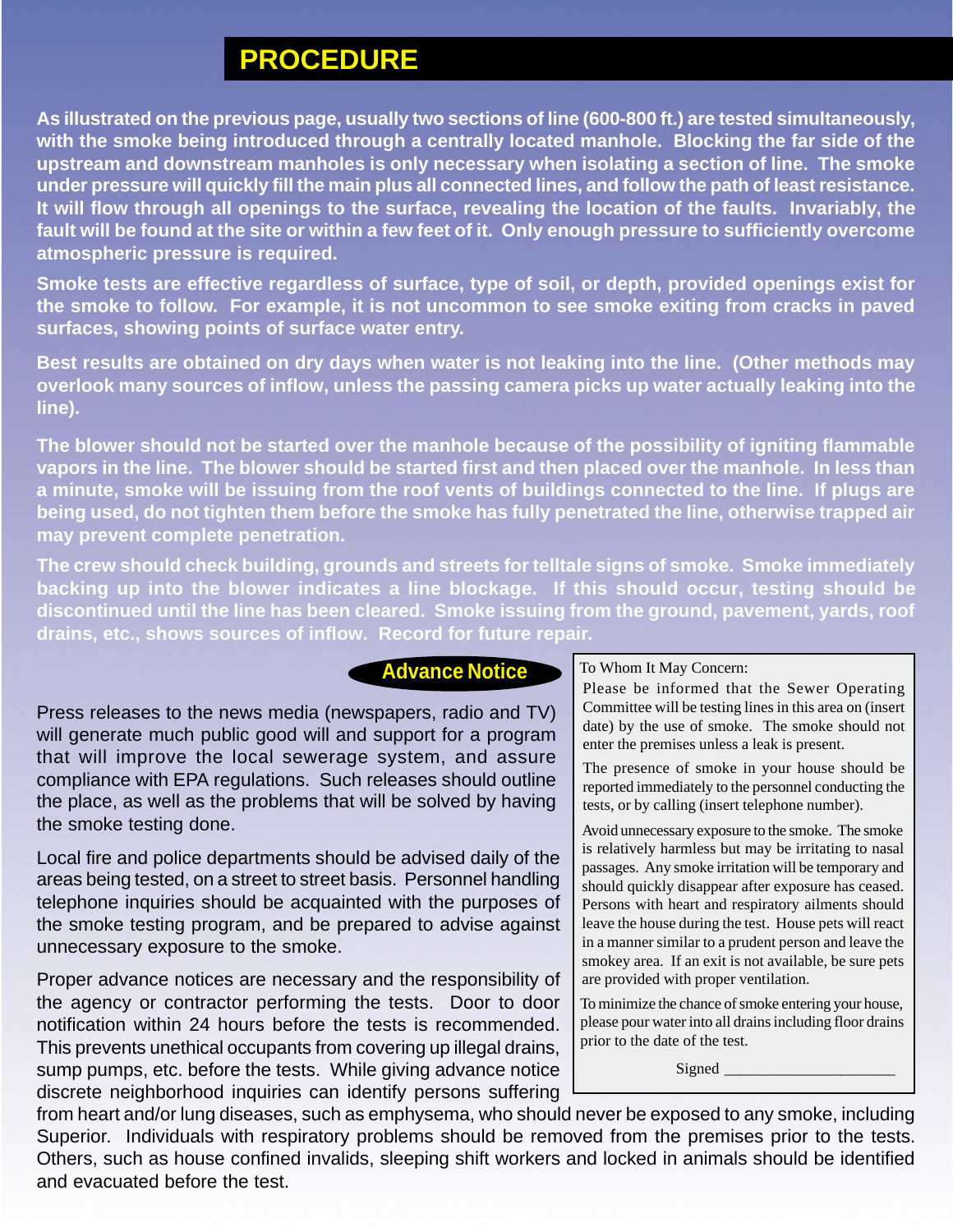# PROCEDURE

**As illustrated on the previous page, usually two sections of line (600-800 ft.) are tested simultaneously, with the smoke being introduced through a centrally located manhole. Blocking the far side of the upstream and downstream manholes is only necessary when isolating a section of line. The smoke under pressure will quickly fill the main plus all connected lines, and follow the path of least resistance. It will flow through all openings to the surface, revealing the location of the faults. Invariably, the fault will be found at the site or within a few feet of it. Only enough pressure to sufficiently overcome atmospheric pressure is required.**

**Smoke tests are effective regardless of surface, type of soil, or depth, provided openings exist for the smoke to follow. For example, it is not uncommon to see smoke exiting from cracks in paved surfaces, showing points of surface water entry.**

**Best results are obtained on dry days when water is not leaking into the line. (Other methods may overlook many sources of inflow, unless the passing camera picks up water actually leaking into the line).**

**The blower should not be started over the manhole because of the possibility of igniting flammable vapors in the line. The blower should be started first and then placed over the manhole. In less than a minute, smoke will be issuing from the roof vents of buildings connected to the line. If plugs are being used, do not tighten them before the smoke has fully penetrated the line, otherwise trapped air may prevent complete penetration.**

**The crew should check building, grounds and streets for telltale signs of smoke. Smoke immediately backing up into the blower indicates a line blockage. If this should occur, testing should be discontinued until the line has been cleared. Smoke issuing from the ground, pavement, yards, roof drains, etc., shows sources of inflow. Record for future repair.**

## Advance Notice

Press releases to the news media (newspapers, radio and TV) will generate much public good will and support for a program that will improve the local sewerage system, and assure compliance with EPA regulations. Such releases should outline the place, as well as the problems that will be solved by having the smoke testing done.

Local fire and police departments should be advised daily of the areas being tested, on a street to street basis. Personnel handling telephone inquiries should be acquainted with the purposes of the smoke testing program, and be prepared to advise against unnecessary exposure to the smoke.

Proper advance notices are necessary and the responsibility of the agency or contractor performing the tests. Door to door notification within 24 hours before the tests is recommended. This prevents unethical occupants from covering up illegal drains, sump pumps, etc. before the tests. While giving advance notice discrete neighborhood inquiries can identify persons suffering from heart and/or lung diseases, such as emphysema, who should never be exposed to any smoke, including Superior. Individuals with respiratory problems should be removed from the premises prior to the tests. Others, such as house confined invalids, sleeping shift workers and locked in animals should be identified and evacuated before the test.

> To Whom It May Concern:
>
> Please be informed that the Sewer Operating Committee will be testing lines in this area on (insert date) by the use of smoke. The smoke should not enter the premises unless a leak is present.
>
> The presence of smoke in your house should be reported immediately to the personnel conducting the tests, or by calling (insert telephone number).
>
> Avoid unnecessary exposure to the smoke. The smoke is relatively harmless but may be irritating to nasal passages. Any smoke irritation will be temporary and should quickly disappear after exposure has ceased. Persons with heart and respiratory ailments should leave the house during the test. House pets will react in a manner similar to a prudent person and leave the smokey area. If an exit is not available, be sure pets are provided with proper ventilation.
>
> To minimize the chance of smoke entering your house, please pour water into all drains including floor drains prior to the date of the test.
>
> Signed ______________________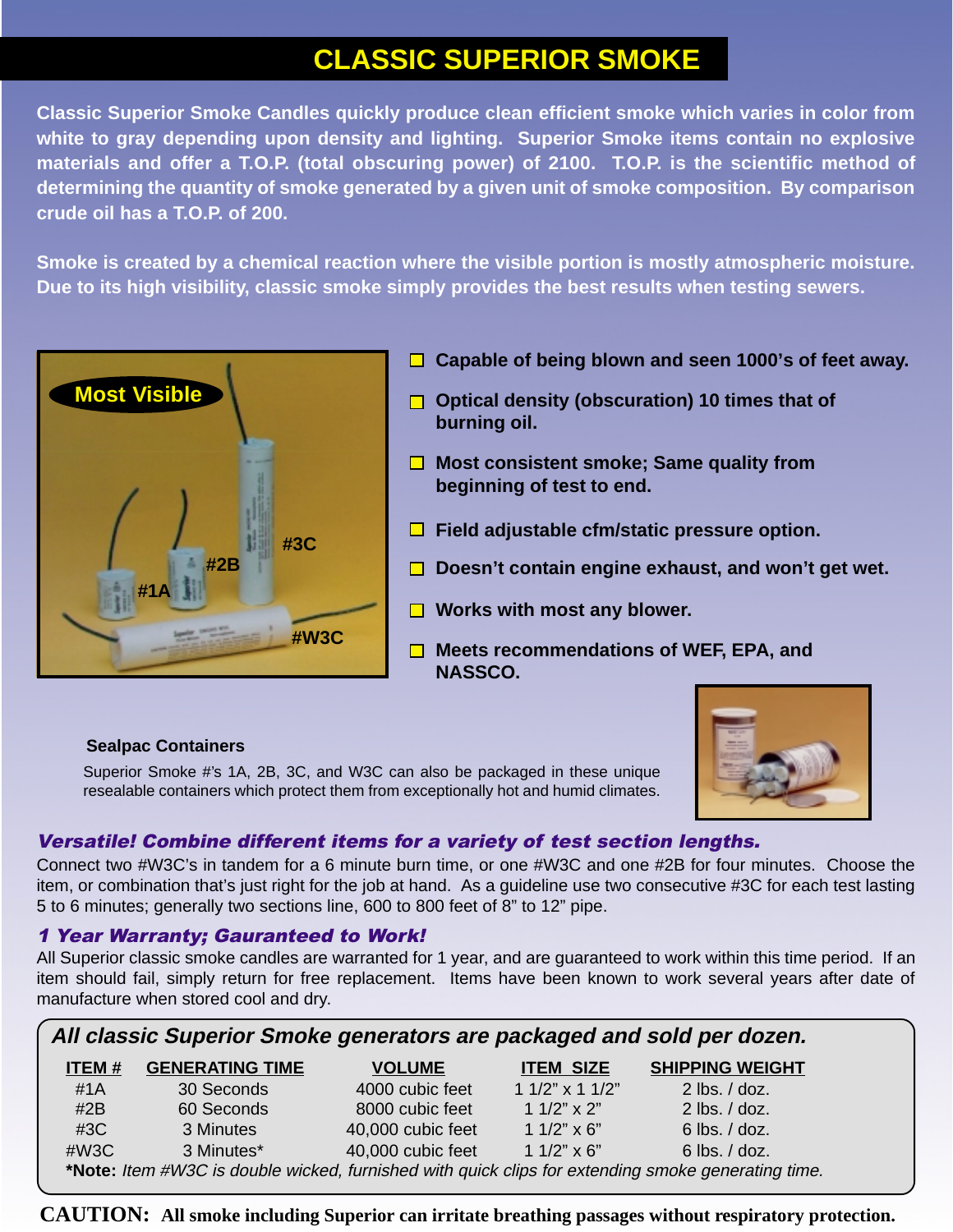# CLASSIC SUPERIOR SMOKE

**Classic Superior Smoke Candles quickly produce clean efficient smoke which varies in color from white to gray depending upon density and lighting. Superior Smoke items contain no explosive materials and offer a T.O.P. (total obscuring power) of 2100. T.O.P. is the scientific method of determining the quantity of smoke generated by a given unit of smoke composition. By comparison crude oil has a T.O.P. of 200.**

**Smoke is created by a chemical reaction where the visible portion is mostly atmospheric moisture. Due to its high visibility, classic smoke simply provides the best results when testing sewers.**

Most Visible

#1A #2B #3C #W3C

- **Capable of being blown and seen 1000's of feet away.**
- **Optical density (obscuration) 10 times that of burning oil.**
- **Most consistent smoke; Same quality from beginning of test to end.**
- **Field adjustable cfm/static pressure option.**
- **Doesn't contain engine exhaust, and won't get wet.**
- **Works with most any blower.**
- **Meets recommendations of WEF, EPA, and NASSCO.**

**Sealpac Containers**

Superior Smoke #'s 1A, 2B, 3C, and W3C can also be packaged in these unique resealable containers which protect them from exceptionally hot and humid climates.

### *Versatile! Combine different items for a variety of test section lengths.*

Connect two #W3C's in tandem for a 6 minute burn time, or one #W3C and one #2B for four minutes. Choose the item, or combination that's just right for the job at hand. As a guideline use two consecutive #3C for each test lasting 5 to 6 minutes; generally two sections line, 600 to 800 feet of 8" to 12" pipe.

### *1 Year Warranty; Gauranteed to Work!*

All Superior classic smoke candles are warranted for 1 year, and are guaranteed to work within this time period. If an item should fail, simply return for free replacement. Items have been known to work several years after date of manufacture when stored cool and dry.

### *All classic Superior Smoke generators are packaged and sold per dozen.*

| ITEM # | GENERATING TIME | VOLUME | ITEM SIZE | SHIPPING WEIGHT |
|---|---|---|---|---|
| #1A | 30 Seconds | 4000 cubic feet | 1 1/2" x 1 1/2" | 2 lbs. / doz. |
| #2B | 60 Seconds | 8000 cubic feet | 1 1/2" x 2" | 2 lbs. / doz. |
| #3C | 3 Minutes | 40,000 cubic feet | 1 1/2" x 6" | 6 lbs. / doz. |
| #W3C | 3 Minutes* | 40,000 cubic feet | 1 1/2" x 6" | 6 lbs. / doz. |

***Note:** *Item #W3C is double wicked, furnished with quick clips for extending smoke generating time.*

**CAUTION: All smoke including Superior can irritate breathing passages without respiratory protection.**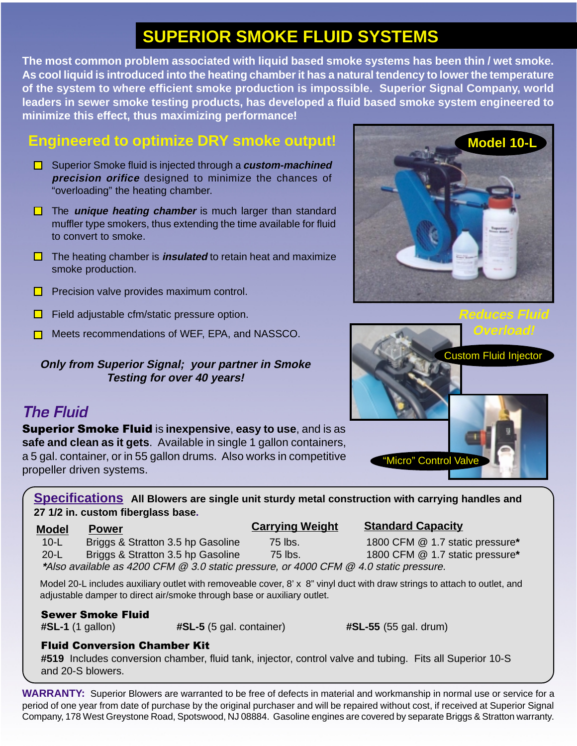# SUPERIOR SMOKE FLUID SYSTEMS

**The most common problem associated with liquid based smoke systems has been thin / wet smoke. As cool liquid is introduced into the heating chamber it has a natural tendency to lower the temperature of the system to where efficient smoke production is impossible. Superior Signal Company, world leaders in sewer smoke testing products, has developed a fluid based smoke system engineered to minimize this effect, thus maximizing performance!**

## Engineered to optimize DRY smoke output!

- Superior Smoke fluid is injected through a ***custom-machined precision orifice*** designed to minimize the chances of "overloading" the heating chamber.
- The ***unique heating chamber*** is much larger than standard muffler type smokers, thus extending the time available for fluid to convert to smoke.
- The heating chamber is ***insulated*** to retain heat and maximize smoke production.
- Precision valve provides maximum control.
- Field adjustable cfm/static pressure option.
- Meets recommendations of WEF, EPA, and NASSCO.

***Only from Superior Signal; your partner in Smoke Testing for over 40 years!***

Model 10-L

*Reduces Fluid Overload!*

Custom Fluid Injector

"Micro" Control Valve

## *The Fluid*

**Superior Smoke Fluid** is **inexpensive**, **easy to use**, and is as **safe and clean as it gets**. Available in single 1 gallon containers, a 5 gal. container, or in 55 gallon drums. Also works in competitive propeller driven systems.

## Specifications

**All Blowers are single unit sturdy metal construction with carrying handles and 27 1/2 in. custom fiberglass base.**

| Model | Power | Carrying Weight | Standard Capacity |
|---|---|---|---|
| 10-L | Briggs & Stratton 3.5 hp Gasoline | 75 lbs. | 1800 CFM @ 1.7 static pressure* |
| 20-L | Briggs & Stratton 3.5 hp Gasoline | 75 lbs. | 1800 CFM @ 1.7 static pressure* |

*\*Also available as 4200 CFM @ 3.0 static pressure, or 4000 CFM @ 4.0 static pressure.*

Model 20-L includes auxiliary outlet with removeable cover, 8' x 8" vinyl duct with draw strings to attach to outlet, and adjustable damper to direct air/smoke through base or auxiliary outlet.

**Sewer Smoke Fluid**

**#SL-1** (1 gallon) **#SL-5** (5 gal. container) **#SL-55** (55 gal. drum)

**Fluid Conversion Chamber Kit**

**#519** Includes conversion chamber, fluid tank, injector, control valve and tubing. Fits all Superior 10-S and 20-S blowers.

**WARRANTY:** Superior Blowers are warranted to be free of defects in material and workmanship in normal use or service for a period of one year from date of purchase by the original purchaser and will be repaired without cost, if received at Superior Signal Company, 178 West Greystone Road, Spotswood, NJ 08884. Gasoline engines are covered by separate Briggs & Stratton warranty.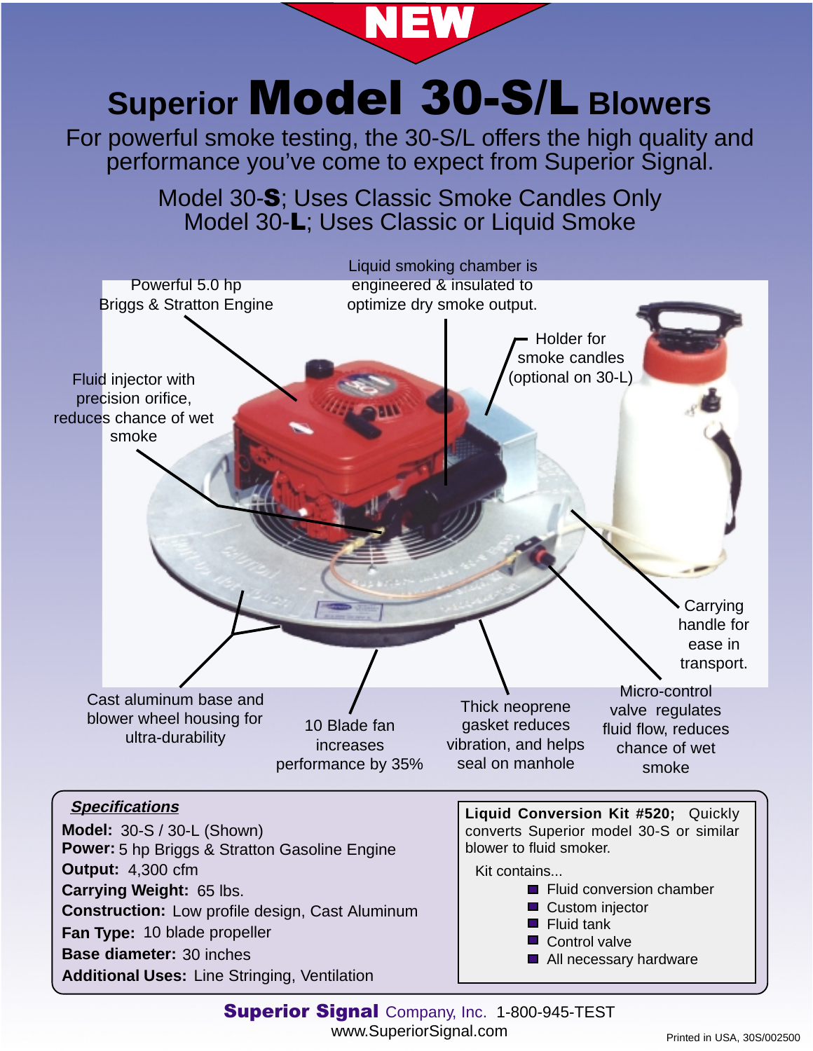NEW

# Superior **Model 30-S/L** Blowers

For powerful smoke testing, the 30-S/L offers the high quality and performance you've come to expect from Superior Signal.

Model 30-**S**; Uses Classic Smoke Candles Only
Model 30-**L**; Uses Classic or Liquid Smoke

Powerful 5.0 hp Briggs & Stratton Engine

Liquid smoking chamber is engineered & insulated to optimize dry smoke output.

Holder for smoke candles (optional on 30-L)

Fluid injector with precision orifice, reduces chance of wet smoke

Carrying handle for ease in transport.

Cast aluminum base and blower wheel housing for ultra-durability

10 Blade fan increases performance by 35%

Thick neoprene gasket reduces vibration, and helps seal on manhole

Micro-control valve regulates fluid flow, reduces chance of wet smoke

***Specifications***

**Model:** 30-S / 30-L (Shown)
**Power:** 5 hp Briggs & Stratton Gasoline Engine
**Output:** 4,300 cfm
**Carrying Weight:** 65 lbs.
**Construction:** Low profile design, Cast Aluminum
**Fan Type:** 10 blade propeller
**Base diameter:** 30 inches
**Additional Uses:** Line Stringing, Ventilation

**Liquid Conversion Kit #520;** Quickly converts Superior model 30-S or similar blower to fluid smoker.

Kit contains...

- Fluid conversion chamber
- Custom injector
- Fluid tank
- Control valve
- All necessary hardware

**Superior Signal** Company, Inc. 1-800-945-TEST
www.SuperiorSignal.com

Printed in USA, 30S/002500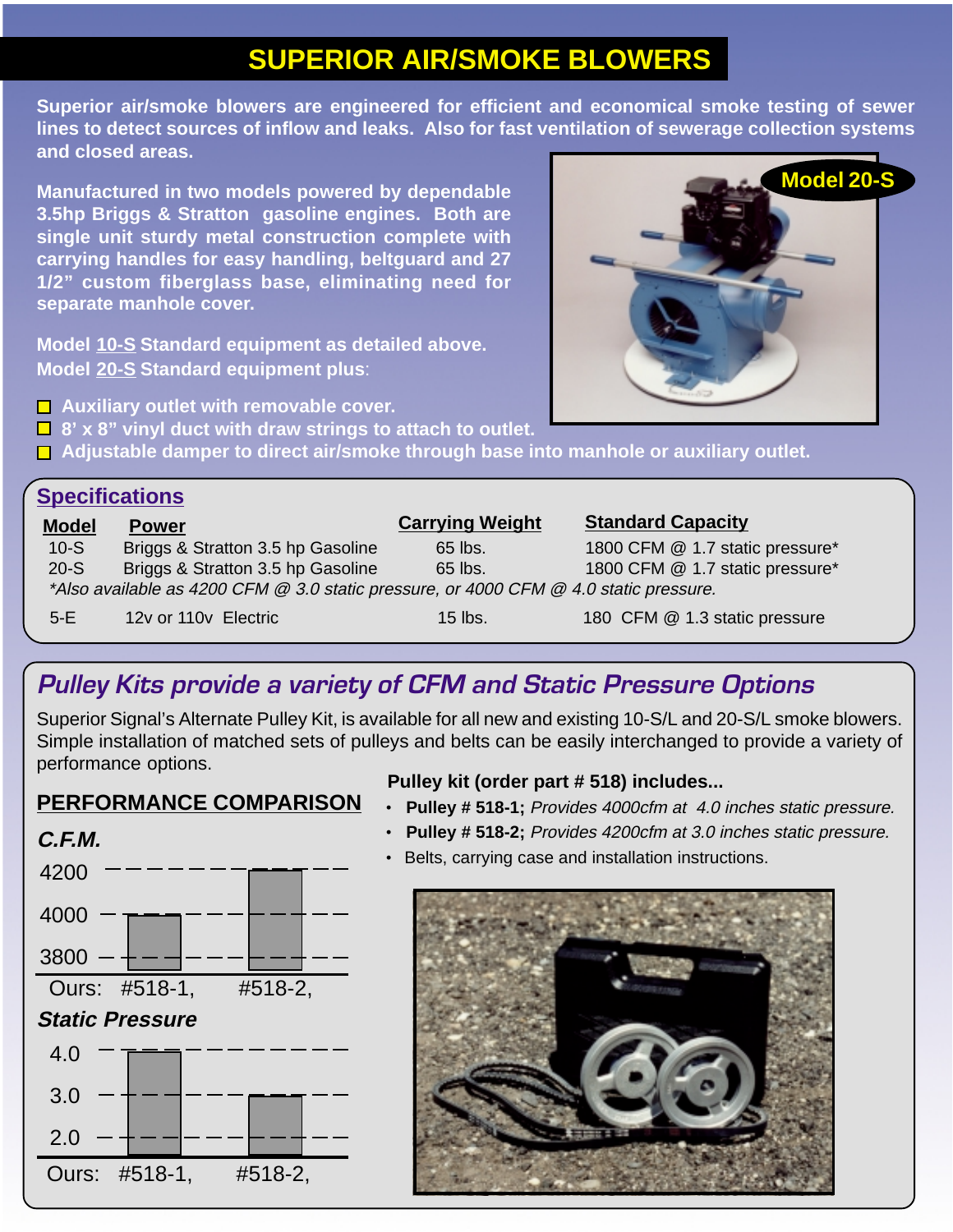# SUPERIOR AIR/SMOKE BLOWERS

**Superior air/smoke blowers are engineered for efficient and economical smoke testing of sewer lines to detect sources of inflow and leaks. Also for fast ventilation of sewerage collection systems and closed areas.**

**Manufactured in two models powered by dependable 3.5hp Briggs & Stratton gasoline engines. Both are single unit sturdy metal construction complete with carrying handles for easy handling, beltguard and 27 1/2" custom fiberglass base, eliminating need for separate manhole cover.**

**Model 20-S**

**Model 10-S Standard equipment as detailed above.**
**Model 20-S Standard equipment plus:**

- **Auxiliary outlet with removable cover.**
- **8' x 8" vinyl duct with draw strings to attach to outlet.**
- **Adjustable damper to direct air/smoke through base into manhole or auxiliary outlet.**

## Specifications

| Model | Power | Carrying Weight | Standard Capacity |
|---|---|---|---|
| 10-S | Briggs & Stratton 3.5 hp Gasoline | 65 lbs. | 1800 CFM @ 1.7 static pressure* |
| 20-S | Briggs & Stratton 3.5 hp Gasoline | 65 lbs. | 1800 CFM @ 1.7 static pressure* |
| 5-E | 12v or 110v Electric | 15 lbs. | 180 CFM @ 1.3 static pressure |

*\*Also available as 4200 CFM @ 3.0 static pressure, or 4000 CFM @ 4.0 static pressure.*

## *Pulley Kits provide a variety of CFM and Static Pressure Options*

Superior Signal's Alternate Pulley Kit, is available for all new and existing 10-S/L and 20-S/L smoke blowers. Simple installation of matched sets of pulleys and belts can be easily interchanged to provide a variety of performance options.

**Pulley kit (order part # 518) includes...**

- **Pulley # 518-1;** *Provides 4000cfm at 4.0 inches static pressure.*
- **Pulley # 518-2;** *Provides 4200cfm at 3.0 inches static pressure.*
- Belts, carrying case and installation instructions.

### PERFORMANCE COMPARISON

***C.F.M.***

| Ours: | #518-1, | #518-2, |
|---|---|---|
| C.F.M. | 4000 | 4200 |
| Static Pressure | 4.0 | 3.0 |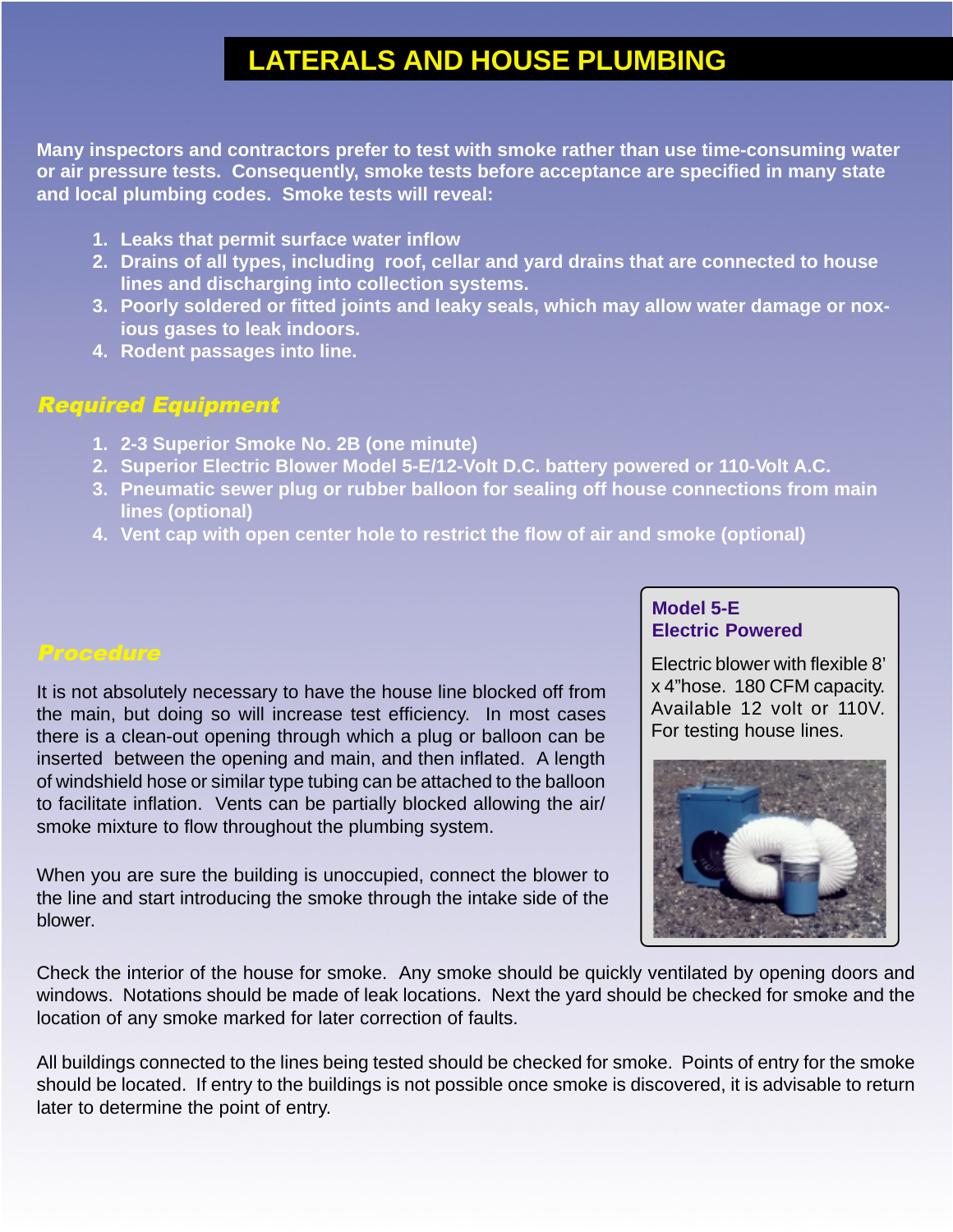# LATERALS AND HOUSE PLUMBING

**Many inspectors and contractors prefer to test with smoke rather than use time-consuming water or air pressure tests. Consequently, smoke tests before acceptance are specified in many state and local plumbing codes. Smoke tests will reveal:**

1. **Leaks that permit surface water inflow**
2. **Drains of all types, including roof, cellar and yard drains that are connected to house lines and discharging into collection systems.**
3. **Poorly soldered or fitted joints and leaky seals, which may allow water damage or noxious gases to leak indoors.**
4. **Rodent passages into line.**

## *Required Equipment*

1. **2-3 Superior Smoke No. 2B (one minute)**
2. **Superior Electric Blower Model 5-E/12-Volt D.C. battery powered or 110-Volt A.C.**
3. **Pneumatic sewer plug or rubber balloon for sealing off house connections from main lines (optional)**
4. **Vent cap with open center hole to restrict the flow of air and smoke (optional)**

## *Procedure*

It is not absolutely necessary to have the house line blocked off from the main, but doing so will increase test efficiency. In most cases there is a clean-out opening through which a plug or balloon can be inserted between the opening and main, and then inflated. A length of windshield hose or similar type tubing can be attached to the balloon to facilitate inflation. Vents can be partially blocked allowing the air/smoke mixture to flow throughout the plumbing system.

When you are sure the building is unoccupied, connect the blower to the line and start introducing the smoke through the intake side of the blower.

**Model 5-E**
**Electric Powered**

Electric blower with flexible 8' x 4"hose. 180 CFM capacity. Available 12 volt or 110V. For testing house lines.

Check the interior of the house for smoke. Any smoke should be quickly ventilated by opening doors and windows. Notations should be made of leak locations. Next the yard should be checked for smoke and the location of any smoke marked for later correction of faults.

All buildings connected to the lines being tested should be checked for smoke. Points of entry for the smoke should be located. If entry to the buildings is not possible once smoke is discovered, it is advisable to return later to determine the point of entry.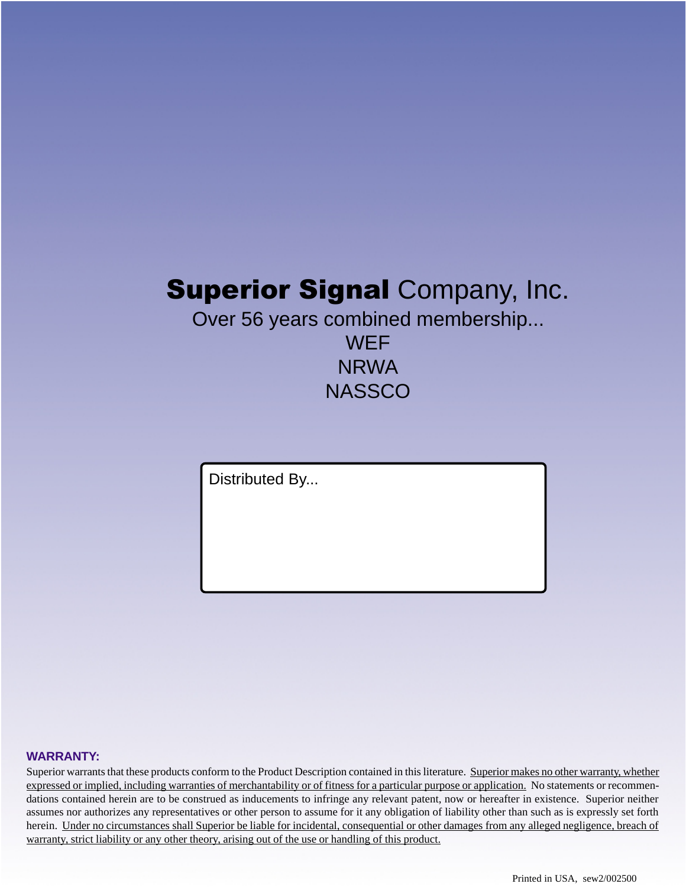**Superior Signal** Company, Inc.

Over 56 years combined membership...

WEF

NRWA

NASSCO

Distributed By...

**WARRANTY:**

Superior warrants that these products conform to the Product Description contained in this literature. Superior makes no other warranty, whether expressed or implied, including warranties of merchantability or of fitness for a particular purpose or application. No statements or recommendations contained herein are to be construed as inducements to infringe any relevant patent, now or hereafter in existence. Superior neither assumes nor authorizes any representatives or other person to assume for it any obligation of liability other than such as is expressly set forth herein. Under no circumstances shall Superior be liable for incidental, consequential or other damages from any alleged negligence, breach of warranty, strict liability or any other theory, arising out of the use or handling of this product.

Printed in USA, sew2/002500